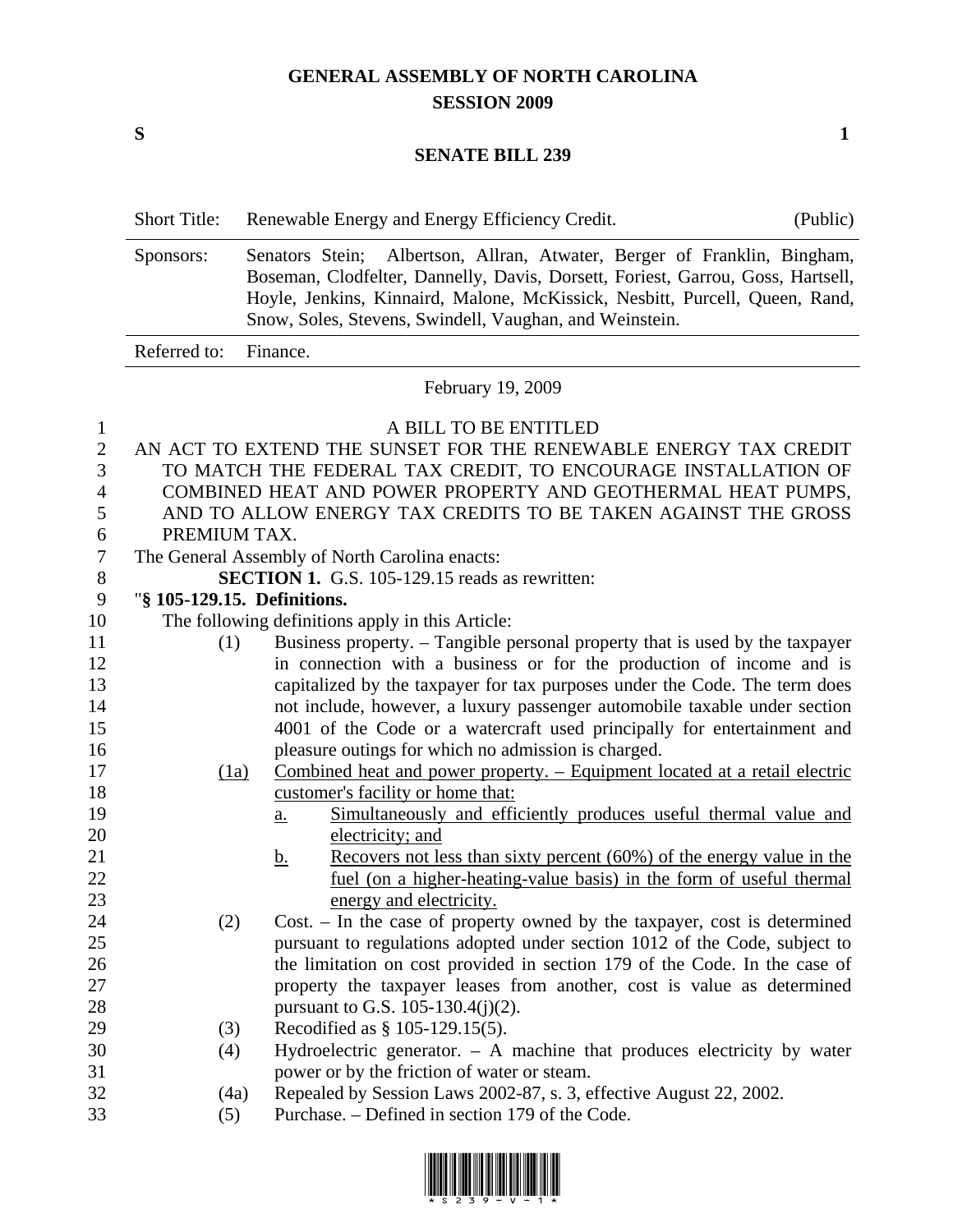# GENERAL ASSEMBLY OF NORTH CAROLINA
## SESSION 2009

**S** **1**

## SENATE BILL 239

| | | |
|---|---|---|
| Short Title: | Renewable Energy and Energy Efficiency Credit. | (Public) |
| Sponsors: | Senators Stein; Albertson, Allran, Atwater, Berger of Franklin, Bingham, Boseman, Clodfelter, Dannelly, Davis, Dorsett, Foriest, Garrou, Goss, Hartsell, Hoyle, Jenkins, Kinnaird, Malone, McKissick, Nesbitt, Purcell, Queen, Rand, Snow, Soles, Stevens, Swindell, Vaughan, and Weinstein. | |
| Referred to: | Finance. | |

February 19, 2009

A BILL TO BE ENTITLED

AN ACT TO EXTEND THE SUNSET FOR THE RENEWABLE ENERGY TAX CREDIT TO MATCH THE FEDERAL TAX CREDIT, TO ENCOURAGE INSTALLATION OF COMBINED HEAT AND POWER PROPERTY AND GEOTHERMAL HEAT PUMPS, AND TO ALLOW ENERGY TAX CREDITS TO BE TAKEN AGAINST THE GROSS PREMIUM TAX.

The General Assembly of North Carolina enacts:

**SECTION 1.** G.S. 105-129.15 reads as rewritten:

"**§ 105-129.15. Definitions.**

The following definitions apply in this Article:

(1) Business property. – Tangible personal property that is used by the taxpayer in connection with a business or for the production of income and is capitalized by the taxpayer for tax purposes under the Code. The term does not include, however, a luxury passenger automobile taxable under section 4001 of the Code or a watercraft used principally for entertainment and pleasure outings for which no admission is charged.

(1a) Combined heat and power property. – Equipment located at a retail electric customer's facility or home that:

a. Simultaneously and efficiently produces useful thermal value and electricity; and

b. Recovers not less than sixty percent (60%) of the energy value in the fuel (on a higher-heating-value basis) in the form of useful thermal energy and electricity.

(2) Cost. – In the case of property owned by the taxpayer, cost is determined pursuant to regulations adopted under section 1012 of the Code, subject to the limitation on cost provided in section 179 of the Code. In the case of property the taxpayer leases from another, cost is value as determined pursuant to G.S. 105-130.4(j)(2).

(3) Recodified as § 105-129.15(5).

(4) Hydroelectric generator. – A machine that produces electricity by water power or by the friction of water or steam.

(4a) Repealed by Session Laws 2002-87, s. 3, effective August 22, 2002.

(5) Purchase. – Defined in section 179 of the Code.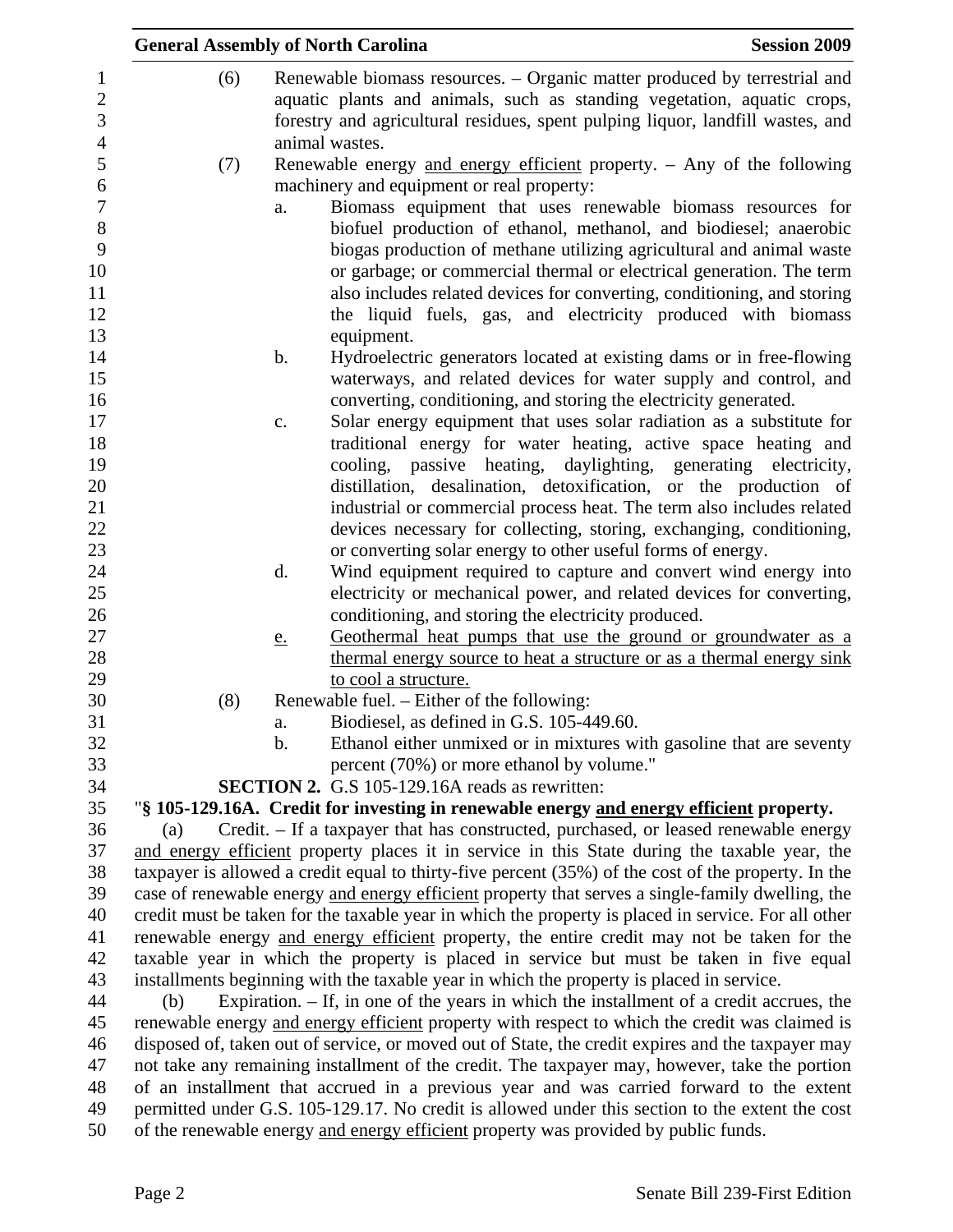(6) Renewable biomass resources. – Organic matter produced by terrestrial and aquatic plants and animals, such as standing vegetation, aquatic crops, forestry and agricultural residues, spent pulping liquor, landfill wastes, and animal wastes.

(7) Renewable energy <u>and energy efficient</u> property. – Any of the following machinery and equipment or real property:

a. Biomass equipment that uses renewable biomass resources for biofuel production of ethanol, methanol, and biodiesel; anaerobic biogas production of methane utilizing agricultural and animal waste or garbage; or commercial thermal or electrical generation. The term also includes related devices for converting, conditioning, and storing the liquid fuels, gas, and electricity produced with biomass equipment.

b. Hydroelectric generators located at existing dams or in free-flowing waterways, and related devices for water supply and control, and converting, conditioning, and storing the electricity generated.

c. Solar energy equipment that uses solar radiation as a substitute for traditional energy for water heating, active space heating and cooling, passive heating, daylighting, generating electricity, distillation, desalination, detoxification, or the production of industrial or commercial process heat. The term also includes related devices necessary for collecting, storing, exchanging, conditioning, or converting solar energy to other useful forms of energy.

d. Wind equipment required to capture and convert wind energy into electricity or mechanical power, and related devices for converting, conditioning, and storing the electricity produced.

<u>e.</u> <u>Geothermal heat pumps that use the ground or groundwater as a thermal energy source to heat a structure or as a thermal energy sink to cool a structure.</u>

(8) Renewable fuel. – Either of the following:

a. Biodiesel, as defined in G.S. 105-449.60.

b. Ethanol either unmixed or in mixtures with gasoline that are seventy percent (70%) or more ethanol by volume."

**SECTION 2.** G.S 105-129.16A reads as rewritten:

"**§ 105-129.16A. Credit for investing in renewable energy <u>and energy efficient</u> property.**

(a) Credit. – If a taxpayer that has constructed, purchased, or leased renewable energy <u>and energy efficient</u> property places it in service in this State during the taxable year, the taxpayer is allowed a credit equal to thirty-five percent (35%) of the cost of the property. In the case of renewable energy <u>and energy efficient</u> property that serves a single-family dwelling, the credit must be taken for the taxable year in which the property is placed in service. For all other renewable energy <u>and energy efficient</u> property, the entire credit may not be taken for the taxable year in which the property is placed in service but must be taken in five equal installments beginning with the taxable year in which the property is placed in service.

(b) Expiration. – If, in one of the years in which the installment of a credit accrues, the renewable energy <u>and energy efficient</u> property with respect to which the credit was claimed is disposed of, taken out of service, or moved out of State, the credit expires and the taxpayer may not take any remaining installment of the credit. The taxpayer may, however, take the portion of an installment that accrued in a previous year and was carried forward to the extent permitted under G.S. 105-129.17. No credit is allowed under this section to the extent the cost of the renewable energy <u>and energy efficient</u> property was provided by public funds.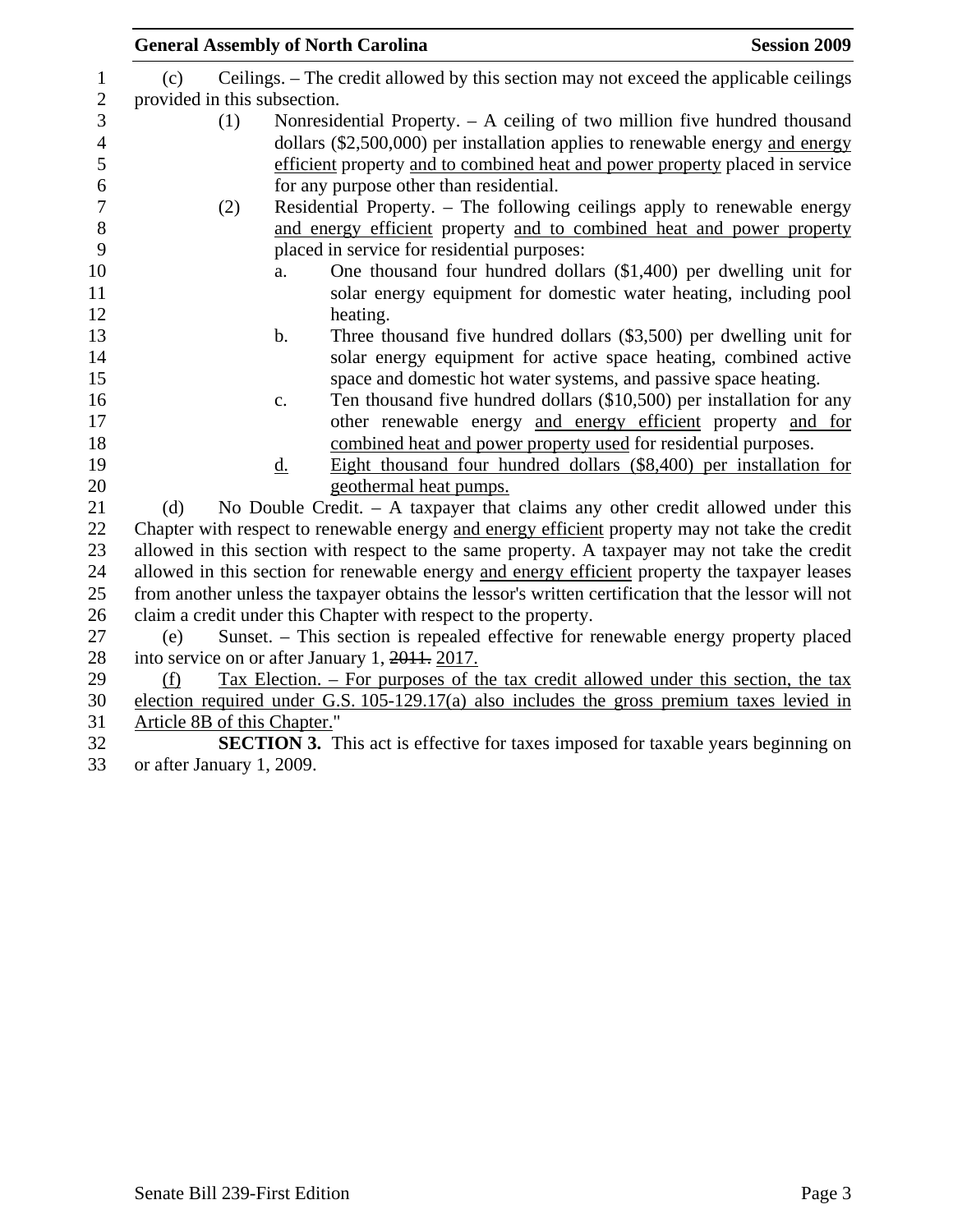(c) Ceilings. – The credit allowed by this section may not exceed the applicable ceilings provided in this subsection.

(1) Nonresidential Property. – A ceiling of two million five hundred thousand dollars ($2,500,000) per installation applies to renewable energy and energy efficient property and to combined heat and power property placed in service for any purpose other than residential.

(2) Residential Property. – The following ceilings apply to renewable energy and energy efficient property and to combined heat and power property placed in service for residential purposes:

a. One thousand four hundred dollars ($1,400) per dwelling unit for solar energy equipment for domestic water heating, including pool heating.

b. Three thousand five hundred dollars ($3,500) per dwelling unit for solar energy equipment for active space heating, combined active space and domestic hot water systems, and passive space heating.

c. Ten thousand five hundred dollars ($10,500) per installation for any other renewable energy and energy efficient property and for combined heat and power property used for residential purposes.

d. Eight thousand four hundred dollars ($8,400) per installation for geothermal heat pumps.

(d) No Double Credit. – A taxpayer that claims any other credit allowed under this Chapter with respect to renewable energy and energy efficient property may not take the credit allowed in this section with respect to the same property. A taxpayer may not take the credit allowed in this section for renewable energy and energy efficient property the taxpayer leases from another unless the taxpayer obtains the lessor's written certification that the lessor will not claim a credit under this Chapter with respect to the property.

(e) Sunset. – This section is repealed effective for renewable energy property placed into service on or after January 1, ~~2011.~~ 2017.

(f) Tax Election. – For purposes of the tax credit allowed under this section, the tax election required under G.S. 105-129.17(a) also includes the gross premium taxes levied in Article 8B of this Chapter."

**SECTION 3.** This act is effective for taxes imposed for taxable years beginning on or after January 1, 2009.